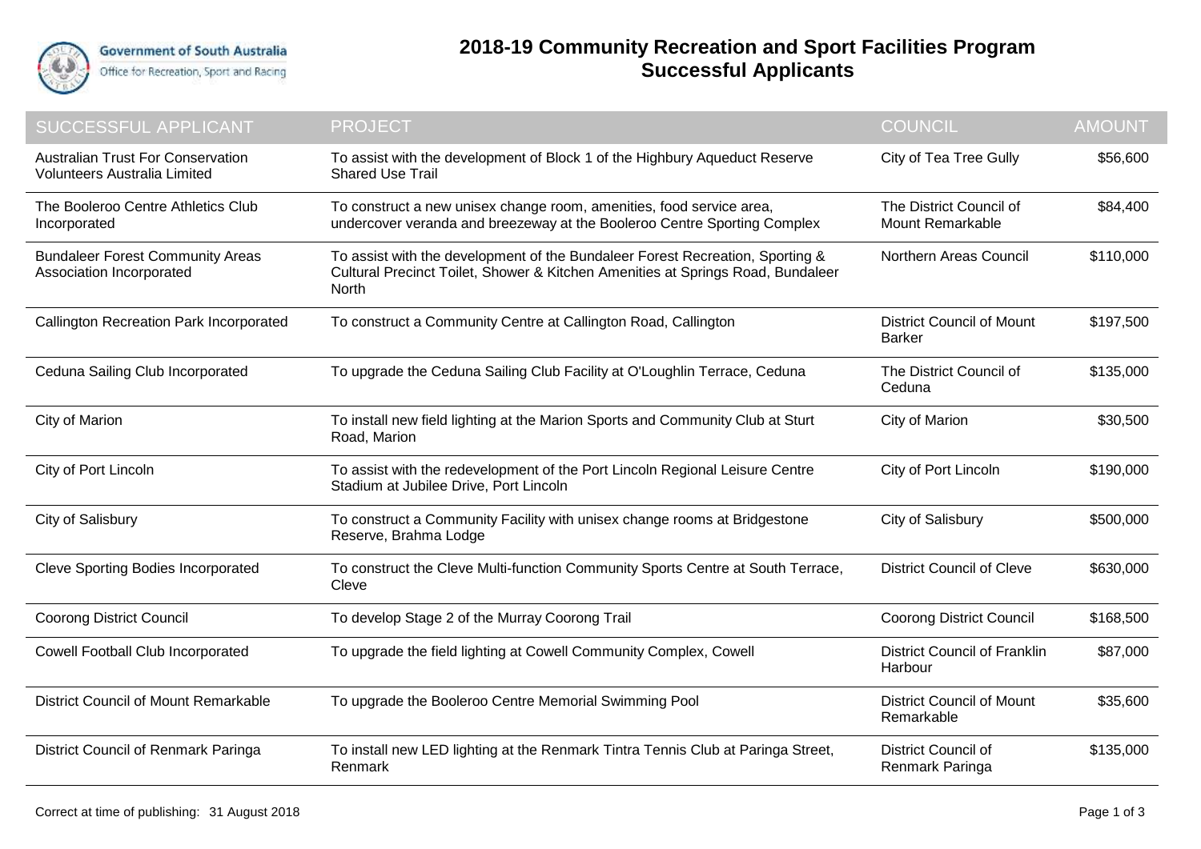Government of South Australia
Office for Recreation, Sport and Racing

# 2018-19 Community Recreation and Sport Facilities Program
## Successful Applicants

| SUCCESSFUL APPLICANT | PROJECT | COUNCIL | AMOUNT |
|---|---|---|---|
| Australian Trust For Conservation Volunteers Australia Limited | To assist with the development of Block 1 of the Highbury Aqueduct Reserve Shared Use Trail | City of Tea Tree Gully | $56,600 |
| The Booleroo Centre Athletics Club Incorporated | To construct a new unisex change room, amenities, food service area, undercover veranda and breezeway at the Booleroo Centre Sporting Complex | The District Council of Mount Remarkable | $84,400 |
| Bundaleer Forest Community Areas Association Incorporated | To assist with the development of the Bundaleer Forest Recreation, Sporting & Cultural Precinct Toilet, Shower & Kitchen Amenities at Springs Road, Bundaleer North | Northern Areas Council | $110,000 |
| Callington Recreation Park Incorporated | To construct a Community Centre at Callington Road, Callington | District Council of Mount Barker | $197,500 |
| Ceduna Sailing Club Incorporated | To upgrade the Ceduna Sailing Club Facility at O'Loughlin Terrace, Ceduna | The District Council of Ceduna | $135,000 |
| City of Marion | To install new field lighting at the Marion Sports and Community Club at Sturt Road, Marion | City of Marion | $30,500 |
| City of Port Lincoln | To assist with the redevelopment of the Port Lincoln Regional Leisure Centre Stadium at Jubilee Drive, Port Lincoln | City of Port Lincoln | $190,000 |
| City of Salisbury | To construct a Community Facility with unisex change rooms at Bridgestone Reserve, Brahma Lodge | City of Salisbury | $500,000 |
| Cleve Sporting Bodies Incorporated | To construct the Cleve Multi-function Community Sports Centre at South Terrace, Cleve | District Council of Cleve | $630,000 |
| Coorong District Council | To develop Stage 2 of the Murray Coorong Trail | Coorong District Council | $168,500 |
| Cowell Football Club Incorporated | To upgrade the field lighting at Cowell Community Complex, Cowell | District Council of Franklin Harbour | $87,000 |
| District Council of Mount Remarkable | To upgrade the Booleroo Centre Memorial Swimming Pool | District Council of Mount Remarkable | $35,600 |
| District Council of Renmark Paringa | To install new LED lighting at the Renmark Tintra Tennis Club at Paringa Street, Renmark | District Council of Renmark Paringa | $135,000 |

Correct at time of publishing: 31 August 2018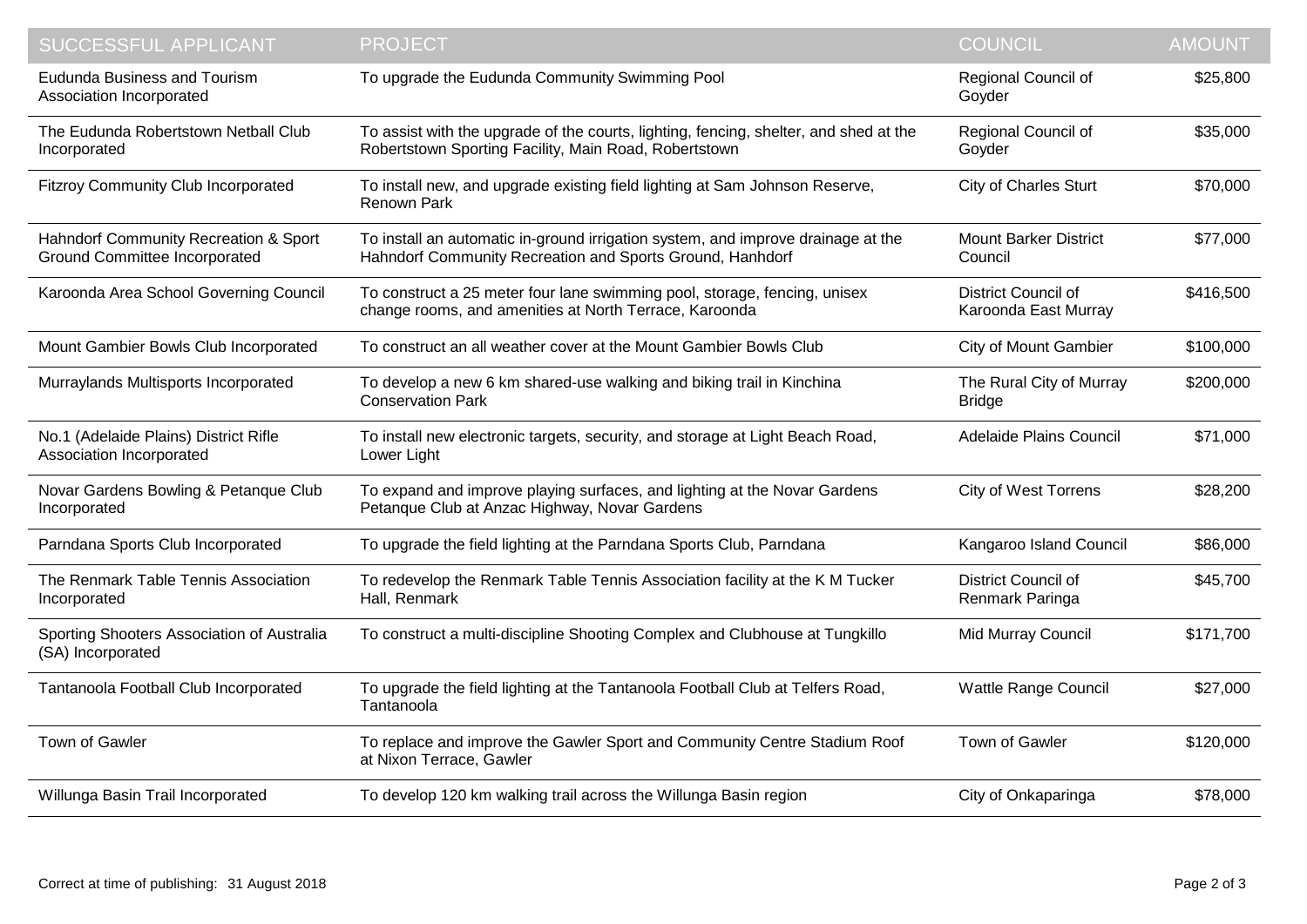| SUCCESSFUL APPLICANT | PROJECT | COUNCIL | AMOUNT |
|---|---|---|---|
| Eudunda Business and Tourism Association Incorporated | To upgrade the Eudunda Community Swimming Pool | Regional Council of Goyder | $25,800 |
| The Eudunda Robertstown Netball Club Incorporated | To assist with the upgrade of the courts, lighting, fencing, shelter, and shed at the Robertstown Sporting Facility, Main Road, Robertstown | Regional Council of Goyder | $35,000 |
| Fitzroy Community Club Incorporated | To install new, and upgrade existing field lighting at Sam Johnson Reserve, Renown Park | City of Charles Sturt | $70,000 |
| Hahndorf Community Recreation & Sport Ground Committee Incorporated | To install an automatic in-ground irrigation system, and improve drainage at the Hahndorf Community Recreation and Sports Ground, Hanhdorf | Mount Barker District Council | $77,000 |
| Karoonda Area School Governing Council | To construct a 25 meter four lane swimming pool, storage, fencing, unisex change rooms, and amenities at North Terrace, Karoonda | District Council of Karoonda East Murray | $416,500 |
| Mount Gambier Bowls Club Incorporated | To construct an all weather cover at the Mount Gambier Bowls Club | City of Mount Gambier | $100,000 |
| Murraylands Multisports Incorporated | To develop a new 6 km shared-use walking and biking trail in Kinchina Conservation Park | The Rural City of Murray Bridge | $200,000 |
| No.1 (Adelaide Plains) District Rifle Association Incorporated | To install new electronic targets, security, and storage at Light Beach Road, Lower Light | Adelaide Plains Council | $71,000 |
| Novar Gardens Bowling & Petanque Club Incorporated | To expand and improve playing surfaces, and lighting at the Novar Gardens Petanque Club at Anzac Highway, Novar Gardens | City of West Torrens | $28,200 |
| Parndana Sports Club Incorporated | To upgrade the field lighting at the Parndana Sports Club, Parndana | Kangaroo Island Council | $86,000 |
| The Renmark Table Tennis Association Incorporated | To redevelop the Renmark Table Tennis Association facility at the K M Tucker Hall, Renmark | District Council of Renmark Paringa | $45,700 |
| Sporting Shooters Association of Australia (SA) Incorporated | To construct a multi-discipline Shooting Complex and Clubhouse at Tungkillo | Mid Murray Council | $171,700 |
| Tantanoola Football Club Incorporated | To upgrade the field lighting at the Tantanoola Football Club at Telfers Road, Tantanoola | Wattle Range Council | $27,000 |
| Town of Gawler | To replace and improve the Gawler Sport and Community Centre Stadium Roof at Nixon Terrace, Gawler | Town of Gawler | $120,000 |
| Willunga Basin Trail Incorporated | To develop 120 km walking trail across the Willunga Basin region | City of Onkaparinga | $78,000 |

Correct at time of publishing: 31 August 2018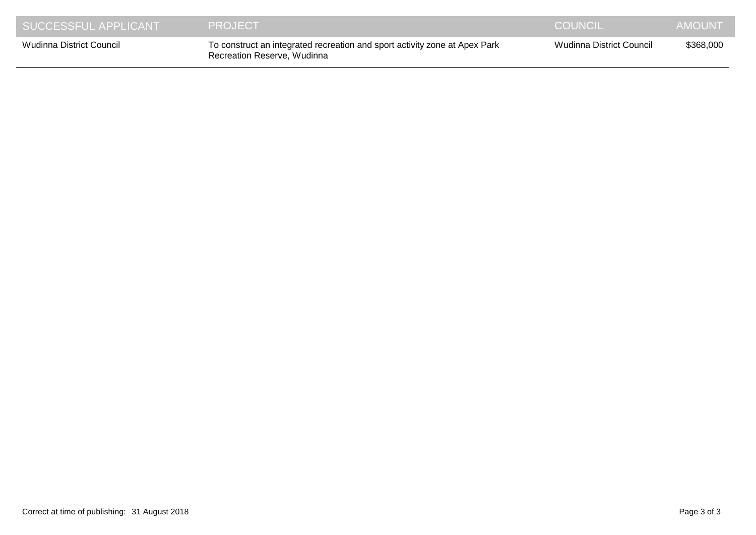| SUCCESSFUL APPLICANT | PROJECT | COUNCIL | AMOUNT |
|---|---|---|---|
| Wudinna District Council | To construct an integrated recreation and sport activity zone at Apex Park Recreation Reserve, Wudinna | Wudinna District Council | $368,000 |

Correct at time of publishing: 31 August 2018